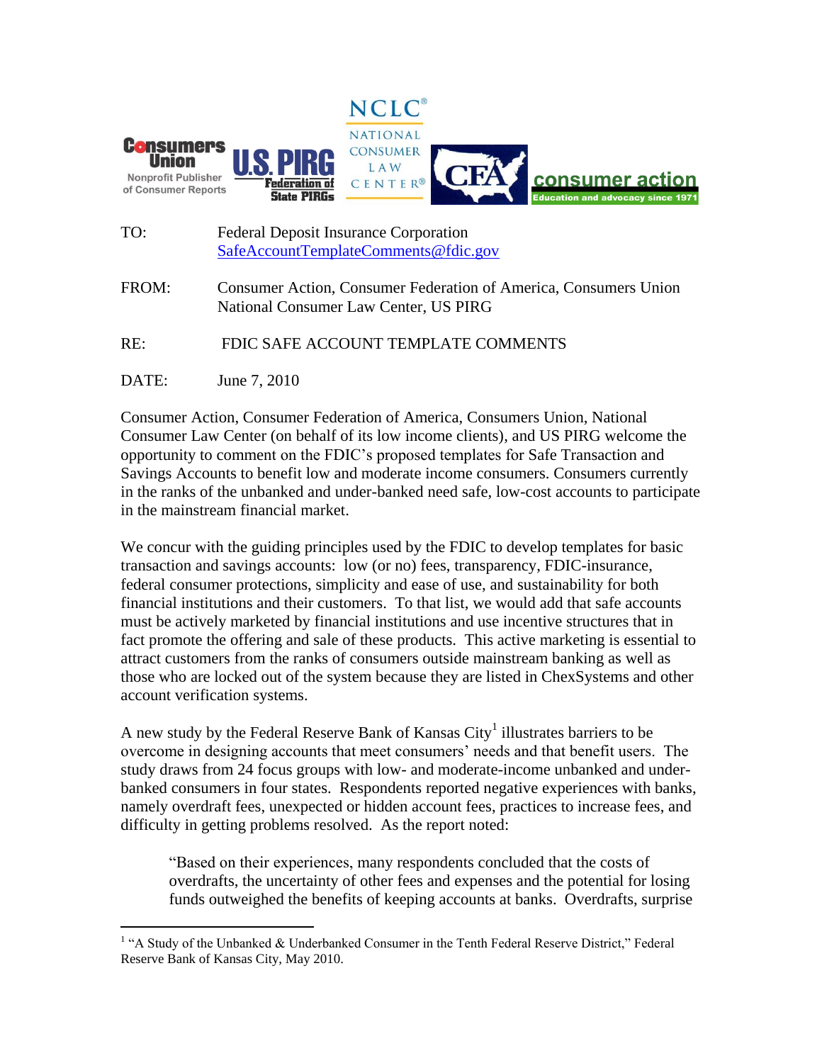TO: Federal Deposit Insurance Corporation
SafeAccountTemplateComments@fdic.gov

FROM: Consumer Action, Consumer Federation of America, Consumers Union
National Consumer Law Center, US PIRG

RE: FDIC SAFE ACCOUNT TEMPLATE COMMENTS

DATE: June 7, 2010

Consumer Action, Consumer Federation of America, Consumers Union, National Consumer Law Center (on behalf of its low income clients), and US PIRG welcome the opportunity to comment on the FDIC's proposed templates for Safe Transaction and Savings Accounts to benefit low and moderate income consumers. Consumers currently in the ranks of the unbanked and under-banked need safe, low-cost accounts to participate in the mainstream financial market.

We concur with the guiding principles used by the FDIC to develop templates for basic transaction and savings accounts: low (or no) fees, transparency, FDIC-insurance, federal consumer protections, simplicity and ease of use, and sustainability for both financial institutions and their customers. To that list, we would add that safe accounts must be actively marketed by financial institutions and use incentive structures that in fact promote the offering and sale of these products. This active marketing is essential to attract customers from the ranks of consumers outside mainstream banking as well as those who are locked out of the system because they are listed in ChexSystems and other account verification systems.

A new study by the Federal Reserve Bank of Kansas City[1] illustrates barriers to be overcome in designing accounts that meet consumers' needs and that benefit users. The study draws from 24 focus groups with low- and moderate-income unbanked and under-banked consumers in four states. Respondents reported negative experiences with banks, namely overdraft fees, unexpected or hidden account fees, practices to increase fees, and difficulty in getting problems resolved. As the report noted:

> "Based on their experiences, many respondents concluded that the costs of overdrafts, the uncertainty of other fees and expenses and the potential for losing funds outweighed the benefits of keeping accounts at banks. Overdrafts, surprise

---

[1] "A Study of the Unbanked & Underbanked Consumer in the Tenth Federal Reserve District," Federal Reserve Bank of Kansas City, May 2010.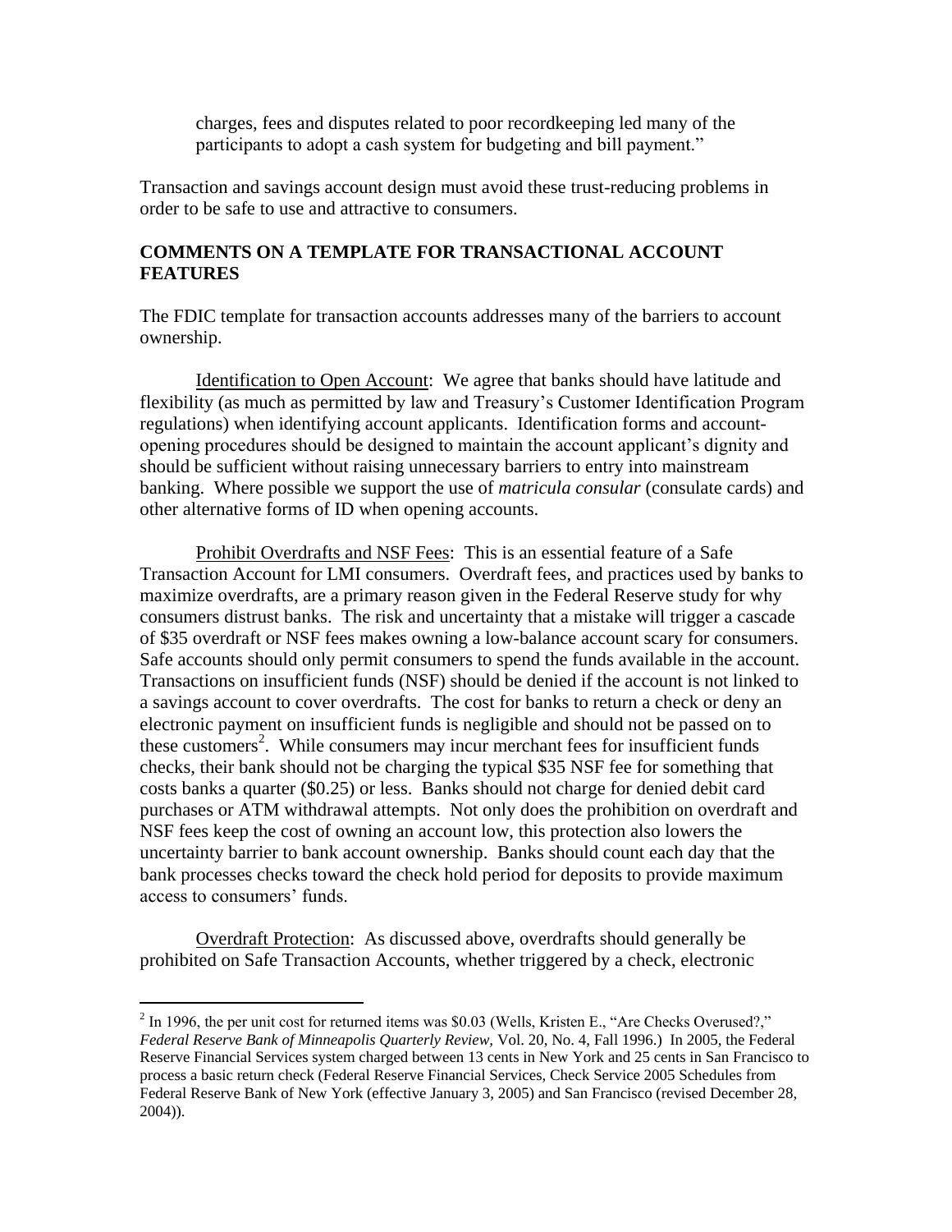> charges, fees and disputes related to poor recordkeeping led many of the participants to adopt a cash system for budgeting and bill payment."

Transaction and savings account design must avoid these trust-reducing problems in order to be safe to use and attractive to consumers.

## COMMENTS ON A TEMPLATE FOR TRANSACTIONAL ACCOUNT FEATURES

The FDIC template for transaction accounts addresses many of the barriers to account ownership.

Identification to Open Account: We agree that banks should have latitude and flexibility (as much as permitted by law and Treasury's Customer Identification Program regulations) when identifying account applicants. Identification forms and account-opening procedures should be designed to maintain the account applicant's dignity and should be sufficient without raising unnecessary barriers to entry into mainstream banking. Where possible we support the use of *matricula consular* (consulate cards) and other alternative forms of ID when opening accounts.

Prohibit Overdrafts and NSF Fees: This is an essential feature of a Safe Transaction Account for LMI consumers. Overdraft fees, and practices used by banks to maximize overdrafts, are a primary reason given in the Federal Reserve study for why consumers distrust banks. The risk and uncertainty that a mistake will trigger a cascade of $35 overdraft or NSF fees makes owning a low-balance account scary for consumers. Safe accounts should only permit consumers to spend the funds available in the account. Transactions on insufficient funds (NSF) should be denied if the account is not linked to a savings account to cover overdrafts. The cost for banks to return a check or deny an electronic payment on insufficient funds is negligible and should not be passed on to these customers[2]. While consumers may incur merchant fees for insufficient funds checks, their bank should not be charging the typical $35 NSF fee for something that costs banks a quarter ($0.25) or less. Banks should not charge for denied debit card purchases or ATM withdrawal attempts. Not only does the prohibition on overdraft and NSF fees keep the cost of owning an account low, this protection also lowers the uncertainty barrier to bank account ownership. Banks should count each day that the bank processes checks toward the check hold period for deposits to provide maximum access to consumers' funds.

Overdraft Protection: As discussed above, overdrafts should generally be prohibited on Safe Transaction Accounts, whether triggered by a check, electronic

---

[2] In 1996, the per unit cost for returned items was $0.03 (Wells, Kristen E., "Are Checks Overused?," *Federal Reserve Bank of Minneapolis Quarterly Review*, Vol. 20, No. 4, Fall 1996.) In 2005, the Federal Reserve Financial Services system charged between 13 cents in New York and 25 cents in San Francisco to process a basic return check (Federal Reserve Financial Services, Check Service 2005 Schedules from Federal Reserve Bank of New York (effective January 3, 2005) and San Francisco (revised December 28, 2004)).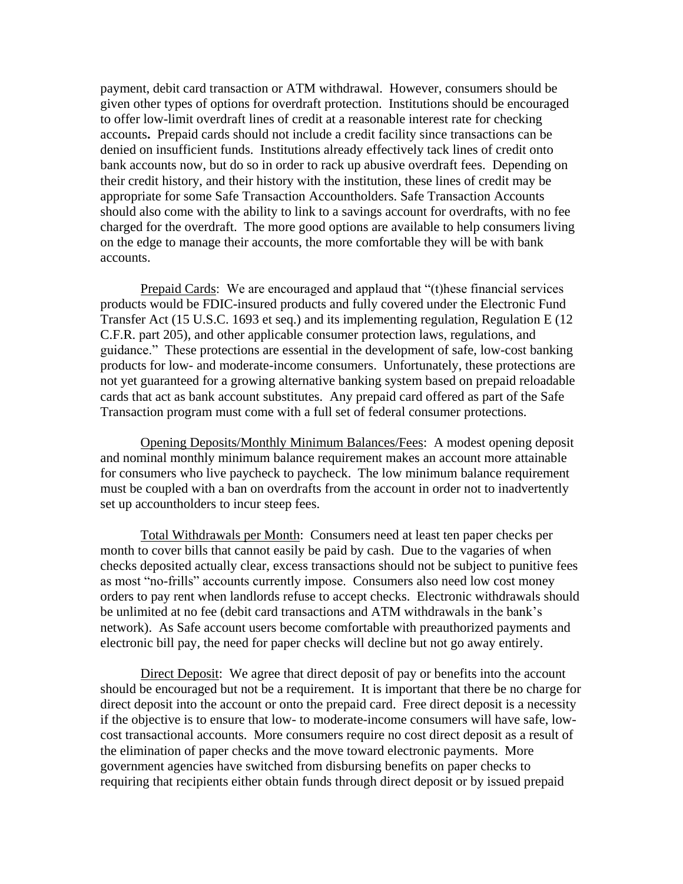payment, debit card transaction or ATM withdrawal. However, consumers should be given other types of options for overdraft protection. Institutions should be encouraged to offer low-limit overdraft lines of credit at a reasonable interest rate for checking accounts**.** Prepaid cards should not include a credit facility since transactions can be denied on insufficient funds. Institutions already effectively tack lines of credit onto bank accounts now, but do so in order to rack up abusive overdraft fees. Depending on their credit history, and their history with the institution, these lines of credit may be appropriate for some Safe Transaction Accountholders. Safe Transaction Accounts should also come with the ability to link to a savings account for overdrafts, with no fee charged for the overdraft. The more good options are available to help consumers living on the edge to manage their accounts, the more comfortable they will be with bank accounts.

Prepaid Cards: We are encouraged and applaud that "(t)hese financial services products would be FDIC-insured products and fully covered under the Electronic Fund Transfer Act (15 U.S.C. 1693 et seq.) and its implementing regulation, Regulation E (12 C.F.R. part 205), and other applicable consumer protection laws, regulations, and guidance." These protections are essential in the development of safe, low-cost banking products for low- and moderate-income consumers. Unfortunately, these protections are not yet guaranteed for a growing alternative banking system based on prepaid reloadable cards that act as bank account substitutes. Any prepaid card offered as part of the Safe Transaction program must come with a full set of federal consumer protections.

Opening Deposits/Monthly Minimum Balances/Fees: A modest opening deposit and nominal monthly minimum balance requirement makes an account more attainable for consumers who live paycheck to paycheck. The low minimum balance requirement must be coupled with a ban on overdrafts from the account in order not to inadvertently set up accountholders to incur steep fees.

Total Withdrawals per Month: Consumers need at least ten paper checks per month to cover bills that cannot easily be paid by cash. Due to the vagaries of when checks deposited actually clear, excess transactions should not be subject to punitive fees as most "no-frills" accounts currently impose. Consumers also need low cost money orders to pay rent when landlords refuse to accept checks. Electronic withdrawals should be unlimited at no fee (debit card transactions and ATM withdrawals in the bank's network). As Safe account users become comfortable with preauthorized payments and electronic bill pay, the need for paper checks will decline but not go away entirely.

Direct Deposit: We agree that direct deposit of pay or benefits into the account should be encouraged but not be a requirement. It is important that there be no charge for direct deposit into the account or onto the prepaid card. Free direct deposit is a necessity if the objective is to ensure that low- to moderate-income consumers will have safe, low-cost transactional accounts. More consumers require no cost direct deposit as a result of the elimination of paper checks and the move toward electronic payments. More government agencies have switched from disbursing benefits on paper checks to requiring that recipients either obtain funds through direct deposit or by issued prepaid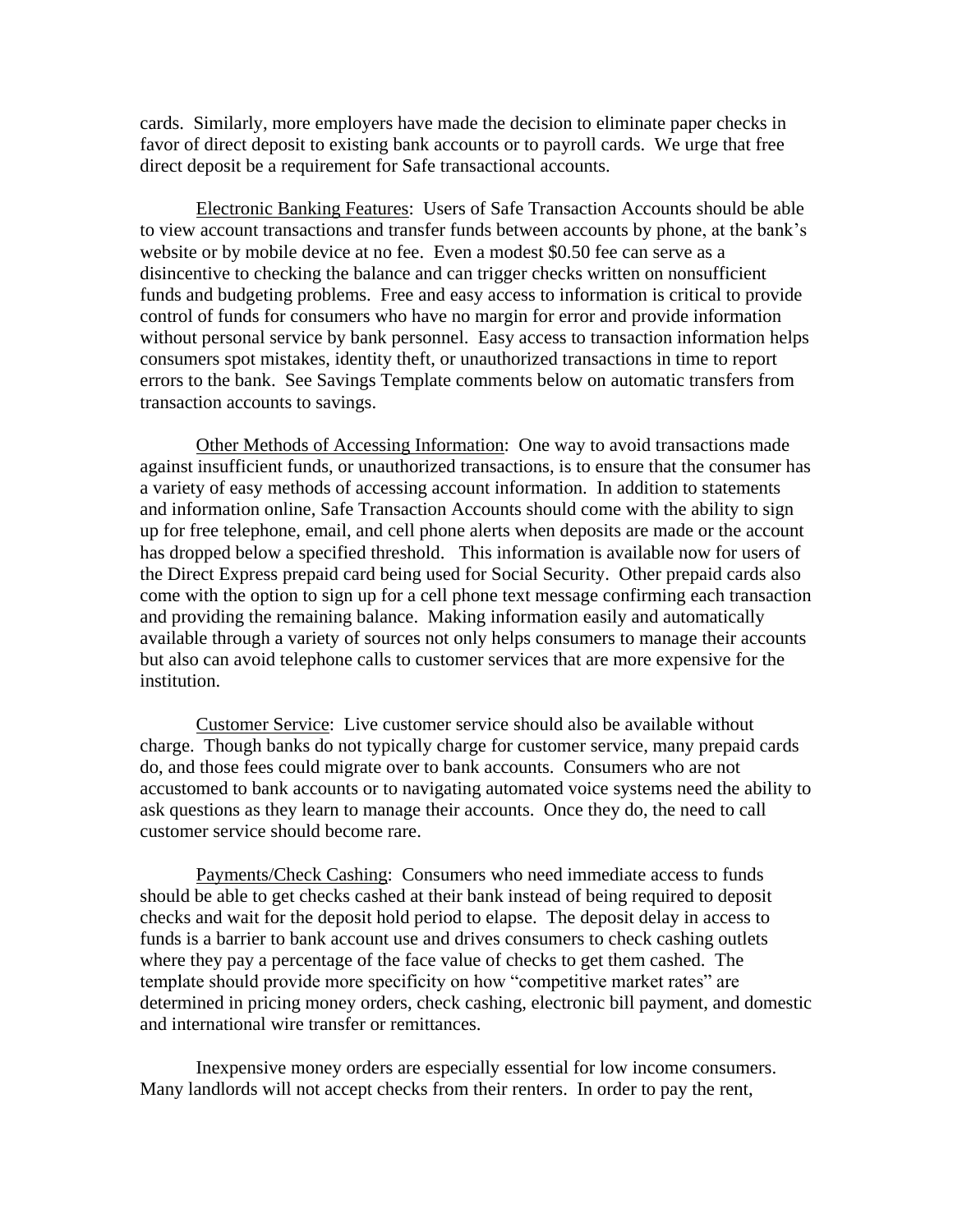cards. Similarly, more employers have made the decision to eliminate paper checks in favor of direct deposit to existing bank accounts or to payroll cards. We urge that free direct deposit be a requirement for Safe transactional accounts.

Electronic Banking Features: Users of Safe Transaction Accounts should be able to view account transactions and transfer funds between accounts by phone, at the bank's website or by mobile device at no fee. Even a modest $0.50 fee can serve as a disincentive to checking the balance and can trigger checks written on nonsufficient funds and budgeting problems. Free and easy access to information is critical to provide control of funds for consumers who have no margin for error and provide information without personal service by bank personnel. Easy access to transaction information helps consumers spot mistakes, identity theft, or unauthorized transactions in time to report errors to the bank. See Savings Template comments below on automatic transfers from transaction accounts to savings.

Other Methods of Accessing Information: One way to avoid transactions made against insufficient funds, or unauthorized transactions, is to ensure that the consumer has a variety of easy methods of accessing account information. In addition to statements and information online, Safe Transaction Accounts should come with the ability to sign up for free telephone, email, and cell phone alerts when deposits are made or the account has dropped below a specified threshold. This information is available now for users of the Direct Express prepaid card being used for Social Security. Other prepaid cards also come with the option to sign up for a cell phone text message confirming each transaction and providing the remaining balance. Making information easily and automatically available through a variety of sources not only helps consumers to manage their accounts but also can avoid telephone calls to customer services that are more expensive for the institution.

Customer Service: Live customer service should also be available without charge. Though banks do not typically charge for customer service, many prepaid cards do, and those fees could migrate over to bank accounts. Consumers who are not accustomed to bank accounts or to navigating automated voice systems need the ability to ask questions as they learn to manage their accounts. Once they do, the need to call customer service should become rare.

Payments/Check Cashing: Consumers who need immediate access to funds should be able to get checks cashed at their bank instead of being required to deposit checks and wait for the deposit hold period to elapse. The deposit delay in access to funds is a barrier to bank account use and drives consumers to check cashing outlets where they pay a percentage of the face value of checks to get them cashed. The template should provide more specificity on how "competitive market rates" are determined in pricing money orders, check cashing, electronic bill payment, and domestic and international wire transfer or remittances.

Inexpensive money orders are especially essential for low income consumers. Many landlords will not accept checks from their renters. In order to pay the rent,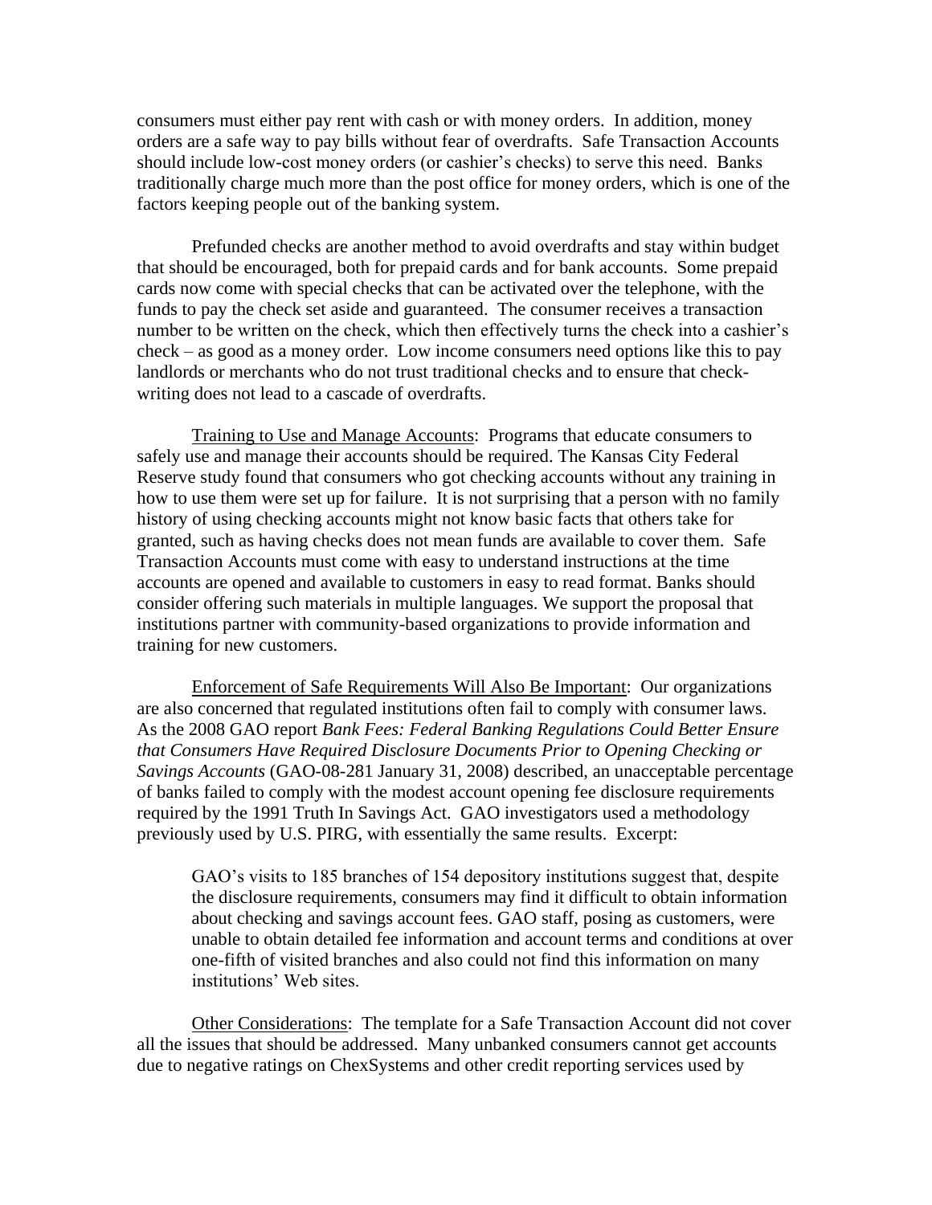consumers must either pay rent with cash or with money orders. In addition, money orders are a safe way to pay bills without fear of overdrafts. Safe Transaction Accounts should include low-cost money orders (or cashier's checks) to serve this need. Banks traditionally charge much more than the post office for money orders, which is one of the factors keeping people out of the banking system.

Prefunded checks are another method to avoid overdrafts and stay within budget that should be encouraged, both for prepaid cards and for bank accounts. Some prepaid cards now come with special checks that can be activated over the telephone, with the funds to pay the check set aside and guaranteed. The consumer receives a transaction number to be written on the check, which then effectively turns the check into a cashier's check – as good as a money order. Low income consumers need options like this to pay landlords or merchants who do not trust traditional checks and to ensure that check-writing does not lead to a cascade of overdrafts.

Training to Use and Manage Accounts: Programs that educate consumers to safely use and manage their accounts should be required. The Kansas City Federal Reserve study found that consumers who got checking accounts without any training in how to use them were set up for failure. It is not surprising that a person with no family history of using checking accounts might not know basic facts that others take for granted, such as having checks does not mean funds are available to cover them. Safe Transaction Accounts must come with easy to understand instructions at the time accounts are opened and available to customers in easy to read format. Banks should consider offering such materials in multiple languages. We support the proposal that institutions partner with community-based organizations to provide information and training for new customers.

Enforcement of Safe Requirements Will Also Be Important: Our organizations are also concerned that regulated institutions often fail to comply with consumer laws. As the 2008 GAO report *Bank Fees: Federal Banking Regulations Could Better Ensure that Consumers Have Required Disclosure Documents Prior to Opening Checking or Savings Accounts* (GAO-08-281 January 31, 2008) described, an unacceptable percentage of banks failed to comply with the modest account opening fee disclosure requirements required by the 1991 Truth In Savings Act. GAO investigators used a methodology previously used by U.S. PIRG, with essentially the same results. Excerpt:

> GAO's visits to 185 branches of 154 depository institutions suggest that, despite the disclosure requirements, consumers may find it difficult to obtain information about checking and savings account fees. GAO staff, posing as customers, were unable to obtain detailed fee information and account terms and conditions at over one-fifth of visited branches and also could not find this information on many institutions' Web sites.

Other Considerations: The template for a Safe Transaction Account did not cover all the issues that should be addressed. Many unbanked consumers cannot get accounts due to negative ratings on ChexSystems and other credit reporting services used by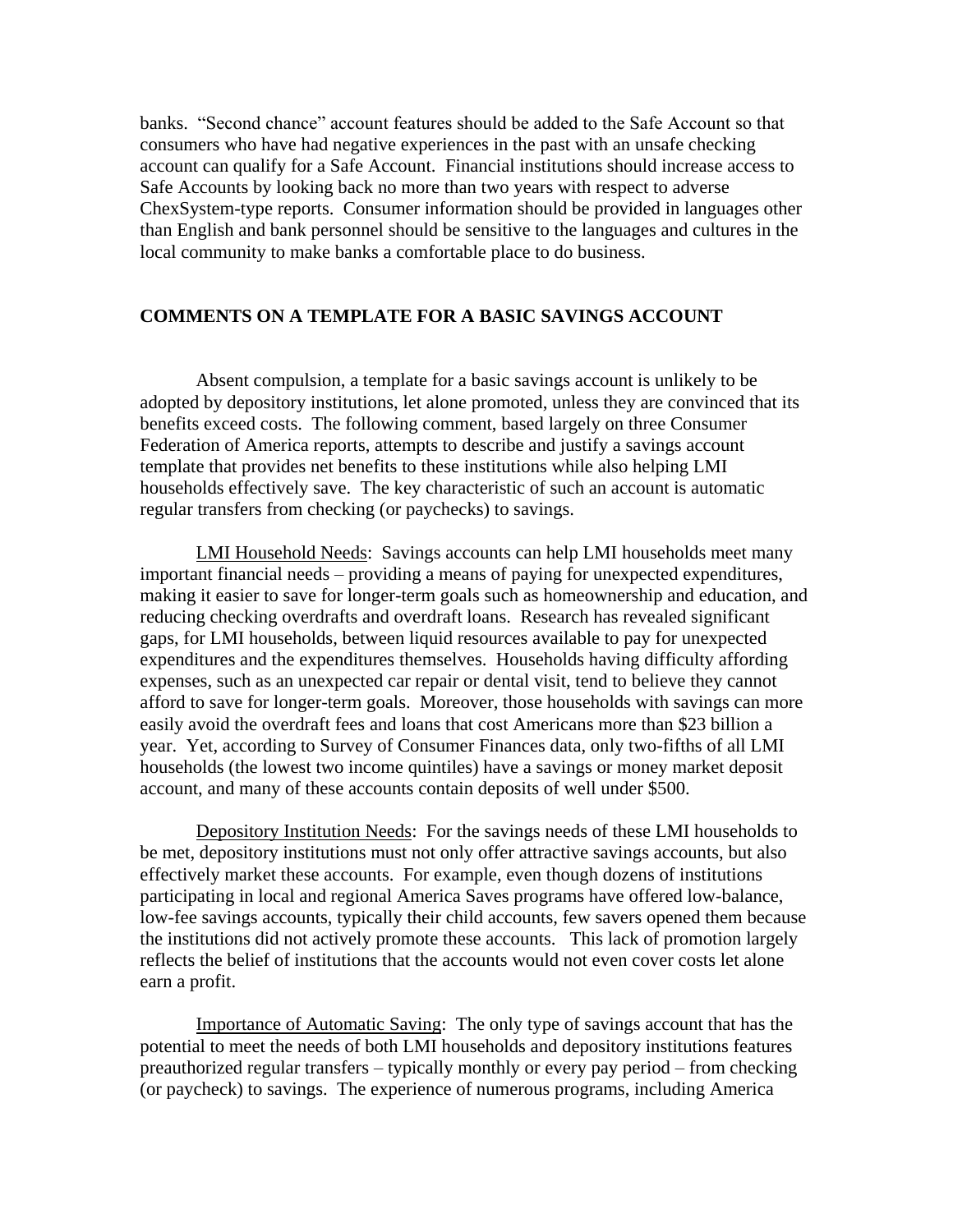banks. "Second chance" account features should be added to the Safe Account so that consumers who have had negative experiences in the past with an unsafe checking account can qualify for a Safe Account. Financial institutions should increase access to Safe Accounts by looking back no more than two years with respect to adverse ChexSystem-type reports. Consumer information should be provided in languages other than English and bank personnel should be sensitive to the languages and cultures in the local community to make banks a comfortable place to do business.

## COMMENTS ON A TEMPLATE FOR A BASIC SAVINGS ACCOUNT

Absent compulsion, a template for a basic savings account is unlikely to be adopted by depository institutions, let alone promoted, unless they are convinced that its benefits exceed costs. The following comment, based largely on three Consumer Federation of America reports, attempts to describe and justify a savings account template that provides net benefits to these institutions while also helping LMI households effectively save. The key characteristic of such an account is automatic regular transfers from checking (or paychecks) to savings.

<u>LMI Household Needs</u>: Savings accounts can help LMI households meet many important financial needs – providing a means of paying for unexpected expenditures, making it easier to save for longer-term goals such as homeownership and education, and reducing checking overdrafts and overdraft loans. Research has revealed significant gaps, for LMI households, between liquid resources available to pay for unexpected expenditures and the expenditures themselves. Households having difficulty affording expenses, such as an unexpected car repair or dental visit, tend to believe they cannot afford to save for longer-term goals. Moreover, those households with savings can more easily avoid the overdraft fees and loans that cost Americans more than $23 billion a year. Yet, according to Survey of Consumer Finances data, only two-fifths of all LMI households (the lowest two income quintiles) have a savings or money market deposit account, and many of these accounts contain deposits of well under $500.

<u>Depository Institution Needs</u>: For the savings needs of these LMI households to be met, depository institutions must not only offer attractive savings accounts, but also effectively market these accounts. For example, even though dozens of institutions participating in local and regional America Saves programs have offered low-balance, low-fee savings accounts, typically their child accounts, few savers opened them because the institutions did not actively promote these accounts. This lack of promotion largely reflects the belief of institutions that the accounts would not even cover costs let alone earn a profit.

<u>Importance of Automatic Saving</u>: The only type of savings account that has the potential to meet the needs of both LMI households and depository institutions features preauthorized regular transfers – typically monthly or every pay period – from checking (or paycheck) to savings. The experience of numerous programs, including America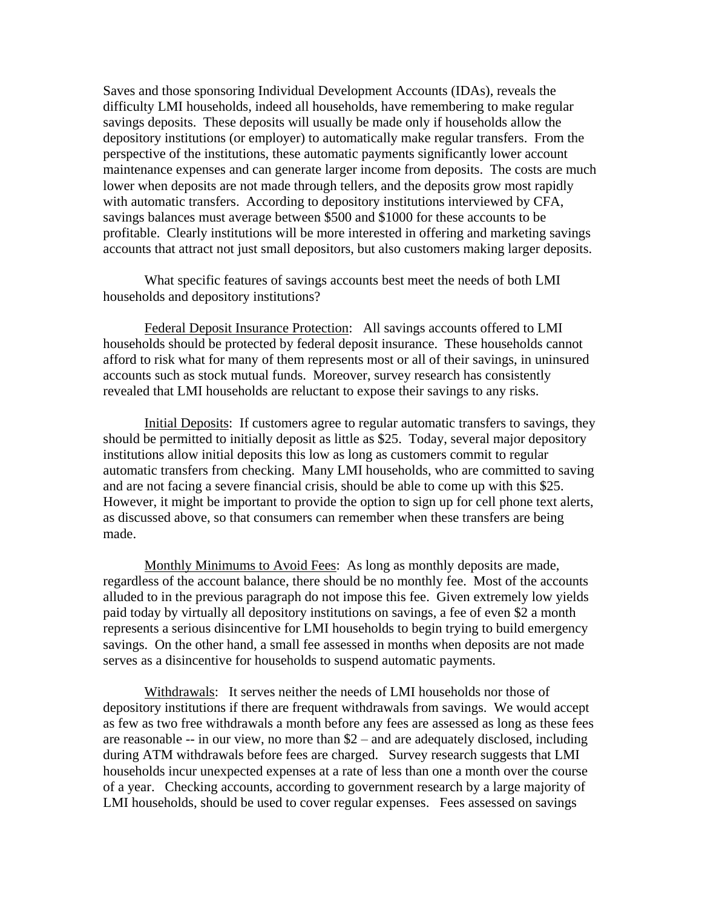Saves and those sponsoring Individual Development Accounts (IDAs), reveals the difficulty LMI households, indeed all households, have remembering to make regular savings deposits. These deposits will usually be made only if households allow the depository institutions (or employer) to automatically make regular transfers. From the perspective of the institutions, these automatic payments significantly lower account maintenance expenses and can generate larger income from deposits. The costs are much lower when deposits are not made through tellers, and the deposits grow most rapidly with automatic transfers. According to depository institutions interviewed by CFA, savings balances must average between $500 and $1000 for these accounts to be profitable. Clearly institutions will be more interested in offering and marketing savings accounts that attract not just small depositors, but also customers making larger deposits.

What specific features of savings accounts best meet the needs of both LMI households and depository institutions?

<u>Federal Deposit Insurance Protection</u>: All savings accounts offered to LMI households should be protected by federal deposit insurance. These households cannot afford to risk what for many of them represents most or all of their savings, in uninsured accounts such as stock mutual funds. Moreover, survey research has consistently revealed that LMI households are reluctant to expose their savings to any risks.

<u>Initial Deposits</u>: If customers agree to regular automatic transfers to savings, they should be permitted to initially deposit as little as $25. Today, several major depository institutions allow initial deposits this low as long as customers commit to regular automatic transfers from checking. Many LMI households, who are committed to saving and are not facing a severe financial crisis, should be able to come up with this $25. However, it might be important to provide the option to sign up for cell phone text alerts, as discussed above, so that consumers can remember when these transfers are being made.

<u>Monthly Minimums to Avoid Fees</u>: As long as monthly deposits are made, regardless of the account balance, there should be no monthly fee. Most of the accounts alluded to in the previous paragraph do not impose this fee. Given extremely low yields paid today by virtually all depository institutions on savings, a fee of even $2 a month represents a serious disincentive for LMI households to begin trying to build emergency savings. On the other hand, a small fee assessed in months when deposits are not made serves as a disincentive for households to suspend automatic payments.

<u>Withdrawals</u>: It serves neither the needs of LMI households nor those of depository institutions if there are frequent withdrawals from savings. We would accept as few as two free withdrawals a month before any fees are assessed as long as these fees are reasonable -- in our view, no more than $2 – and are adequately disclosed, including during ATM withdrawals before fees are charged. Survey research suggests that LMI households incur unexpected expenses at a rate of less than one a month over the course of a year. Checking accounts, according to government research by a large majority of LMI households, should be used to cover regular expenses. Fees assessed on savings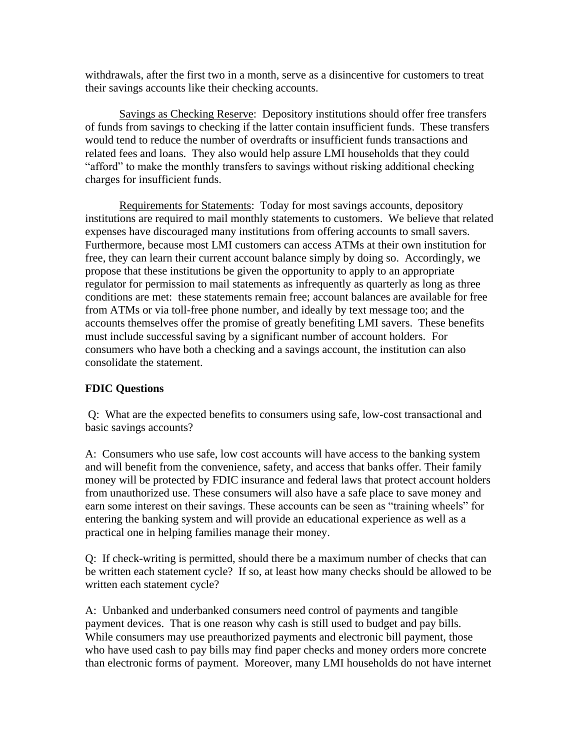withdrawals, after the first two in a month, serve as a disincentive for customers to treat their savings accounts like their checking accounts.

Savings as Checking Reserve: Depository institutions should offer free transfers of funds from savings to checking if the latter contain insufficient funds. These transfers would tend to reduce the number of overdrafts or insufficient funds transactions and related fees and loans. They also would help assure LMI households that they could "afford" to make the monthly transfers to savings without risking additional checking charges for insufficient funds.

Requirements for Statements: Today for most savings accounts, depository institutions are required to mail monthly statements to customers. We believe that related expenses have discouraged many institutions from offering accounts to small savers. Furthermore, because most LMI customers can access ATMs at their own institution for free, they can learn their current account balance simply by doing so. Accordingly, we propose that these institutions be given the opportunity to apply to an appropriate regulator for permission to mail statements as infrequently as quarterly as long as three conditions are met: these statements remain free; account balances are available for free from ATMs or via toll-free phone number, and ideally by text message too; and the accounts themselves offer the promise of greatly benefiting LMI savers. These benefits must include successful saving by a significant number of account holders. For consumers who have both a checking and a savings account, the institution can also consolidate the statement.

**FDIC Questions**

Q: What are the expected benefits to consumers using safe, low-cost transactional and basic savings accounts?

A: Consumers who use safe, low cost accounts will have access to the banking system and will benefit from the convenience, safety, and access that banks offer. Their family money will be protected by FDIC insurance and federal laws that protect account holders from unauthorized use. These consumers will also have a safe place to save money and earn some interest on their savings. These accounts can be seen as "training wheels" for entering the banking system and will provide an educational experience as well as a practical one in helping families manage their money.

Q: If check-writing is permitted, should there be a maximum number of checks that can be written each statement cycle? If so, at least how many checks should be allowed to be written each statement cycle?

A: Unbanked and underbanked consumers need control of payments and tangible payment devices. That is one reason why cash is still used to budget and pay bills. While consumers may use preauthorized payments and electronic bill payment, those who have used cash to pay bills may find paper checks and money orders more concrete than electronic forms of payment. Moreover, many LMI households do not have internet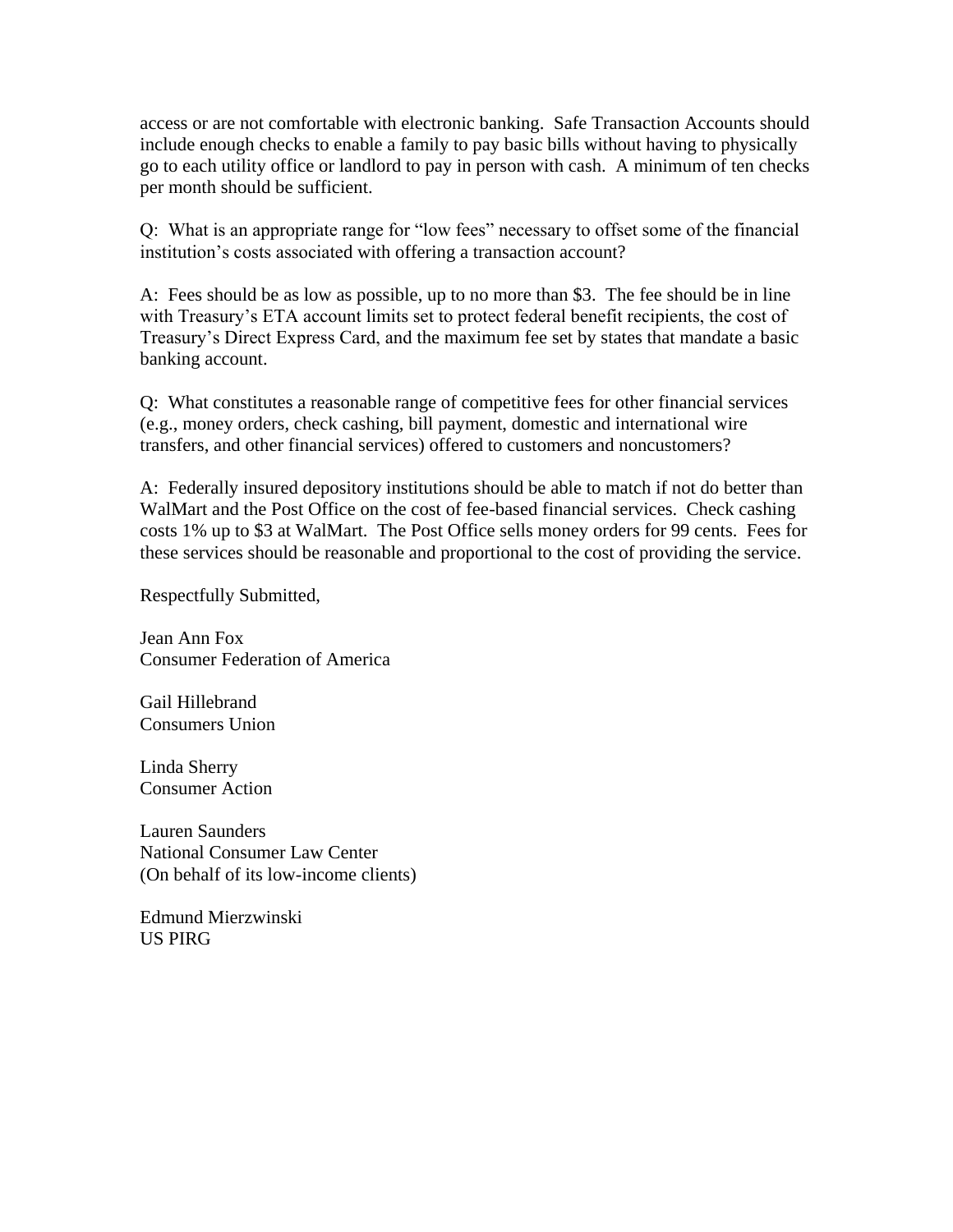access or are not comfortable with electronic banking. Safe Transaction Accounts should include enough checks to enable a family to pay basic bills without having to physically go to each utility office or landlord to pay in person with cash. A minimum of ten checks per month should be sufficient.

Q: What is an appropriate range for "low fees" necessary to offset some of the financial institution's costs associated with offering a transaction account?

A: Fees should be as low as possible, up to no more than $3. The fee should be in line with Treasury's ETA account limits set to protect federal benefit recipients, the cost of Treasury's Direct Express Card, and the maximum fee set by states that mandate a basic banking account.

Q: What constitutes a reasonable range of competitive fees for other financial services (e.g., money orders, check cashing, bill payment, domestic and international wire transfers, and other financial services) offered to customers and noncustomers?

A: Federally insured depository institutions should be able to match if not do better than WalMart and the Post Office on the cost of fee-based financial services. Check cashing costs 1% up to $3 at WalMart. The Post Office sells money orders for 99 cents. Fees for these services should be reasonable and proportional to the cost of providing the service.

Respectfully Submitted,

Jean Ann Fox
Consumer Federation of America

Gail Hillebrand
Consumers Union

Linda Sherry
Consumer Action

Lauren Saunders
National Consumer Law Center
(On behalf of its low-income clients)

Edmund Mierzwinski
US PIRG